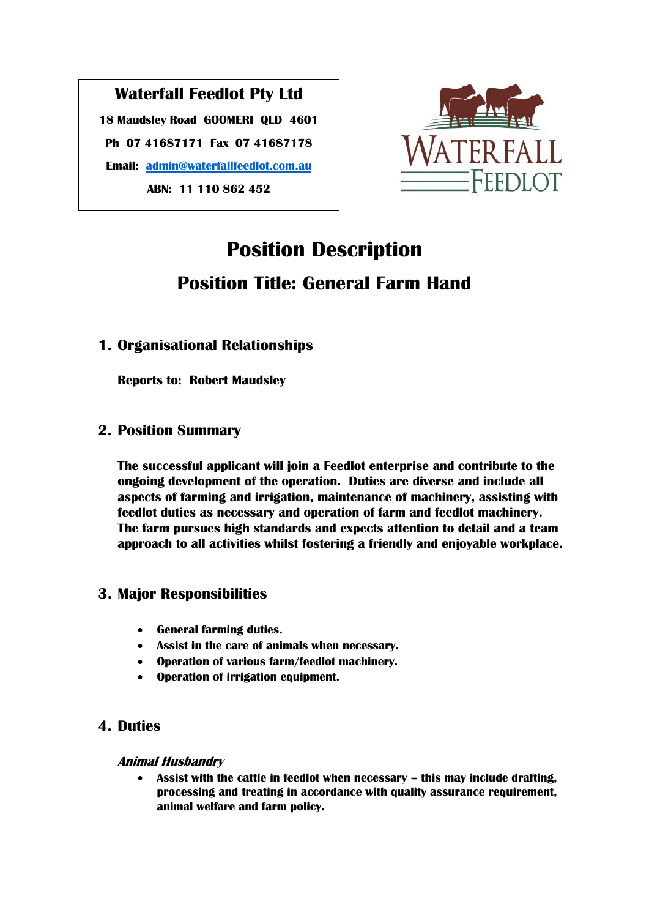**Waterfall Feedlot Pty Ltd**

**18 Maudsley Road GOOMERI QLD 4601**

**Ph 07 41687171 Fax 07 41687178**

**Email: admin@waterfallfeedlot.com.au**

**ABN: 11 110 862 452**

# Position Description

## Position Title: General Farm Hand

### 1. Organisational Relationships

**Reports to: Robert Maudsley**

### 2. Position Summary

**The successful applicant will join a Feedlot enterprise and contribute to the ongoing development of the operation. Duties are diverse and include all aspects of farming and irrigation, maintenance of machinery, assisting with feedlot duties as necessary and operation of farm and feedlot machinery. The farm pursues high standards and expects attention to detail and a team approach to all activities whilst fostering a friendly and enjoyable workplace.**

### 3. Major Responsibilities

- **General farming duties.**
- **Assist in the care of animals when necessary.**
- **Operation of various farm/feedlot machinery.**
- **Operation of irrigation equipment.**

### 4. Duties

***Animal Husbandry***

- **Assist with the cattle in feedlot when necessary – this may include drafting, processing and treating in accordance with quality assurance requirement, animal welfare and farm policy.**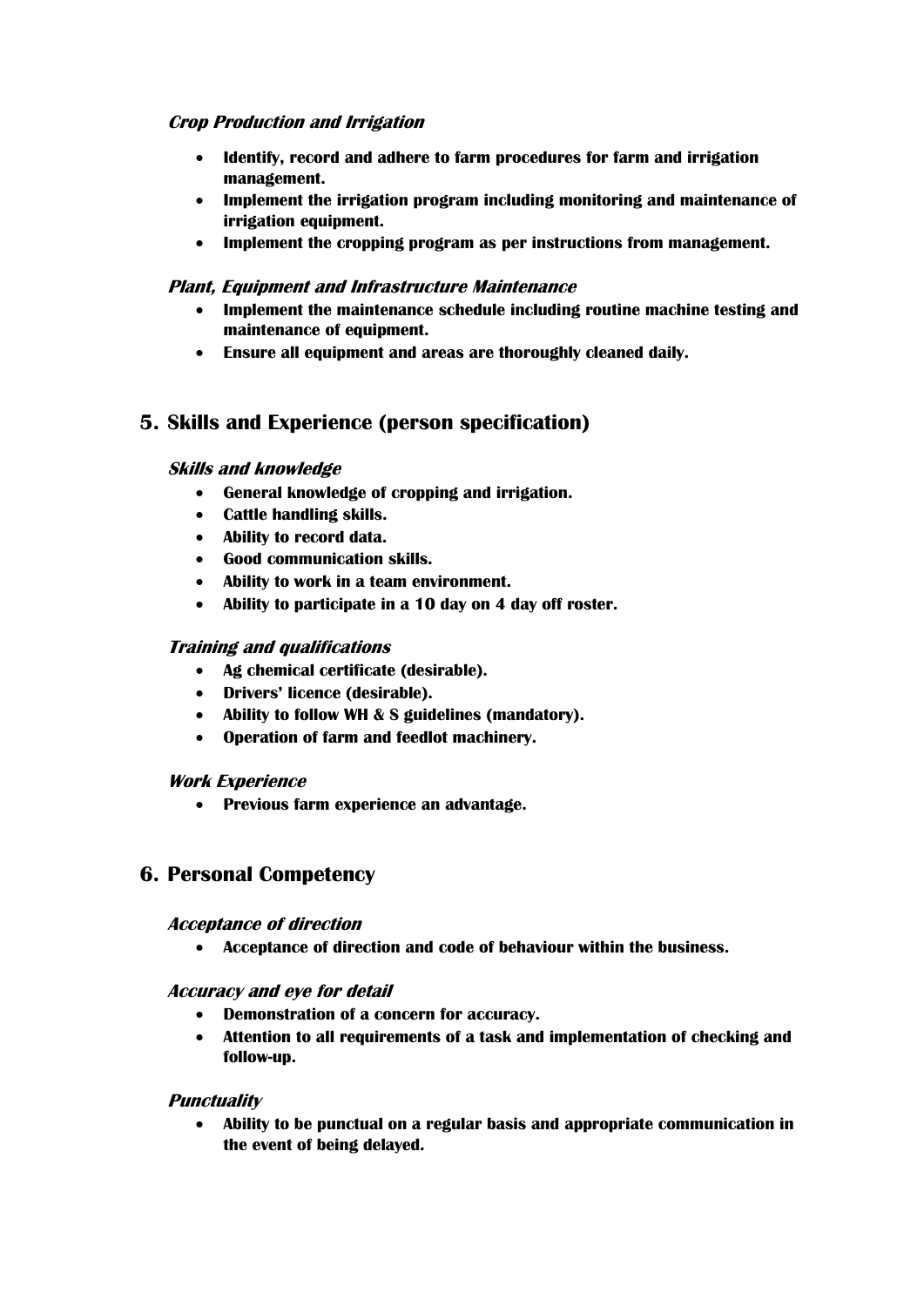### *Crop Production and Irrigation*

- **Identify, record and adhere to farm procedures for farm and irrigation management.**
- **Implement the irrigation program including monitoring and maintenance of irrigation equipment.**
- **Implement the cropping program as per instructions from management.**

### *Plant, Equipment and Infrastructure Maintenance*

- **Implement the maintenance schedule including routine machine testing and maintenance of equipment.**
- **Ensure all equipment and areas are thoroughly cleaned daily.**

## 5. Skills and Experience (person specification)

### *Skills and knowledge*

- **General knowledge of cropping and irrigation.**
- **Cattle handling skills.**
- **Ability to record data.**
- **Good communication skills.**
- **Ability to work in a team environment.**
- **Ability to participate in a 10 day on 4 day off roster.**

### *Training and qualifications*

- **Ag chemical certificate (desirable).**
- **Drivers' licence (desirable).**
- **Ability to follow WH & S guidelines (mandatory).**
- **Operation of farm and feedlot machinery.**

### *Work Experience*

- **Previous farm experience an advantage.**

## 6. Personal Competency

### *Acceptance of direction*

- **Acceptance of direction and code of behaviour within the business.**

### *Accuracy and eye for detail*

- **Demonstration of a concern for accuracy.**
- **Attention to all requirements of a task and implementation of checking and follow-up.**

### *Punctuality*

- **Ability to be punctual on a regular basis and appropriate communication in the event of being delayed.**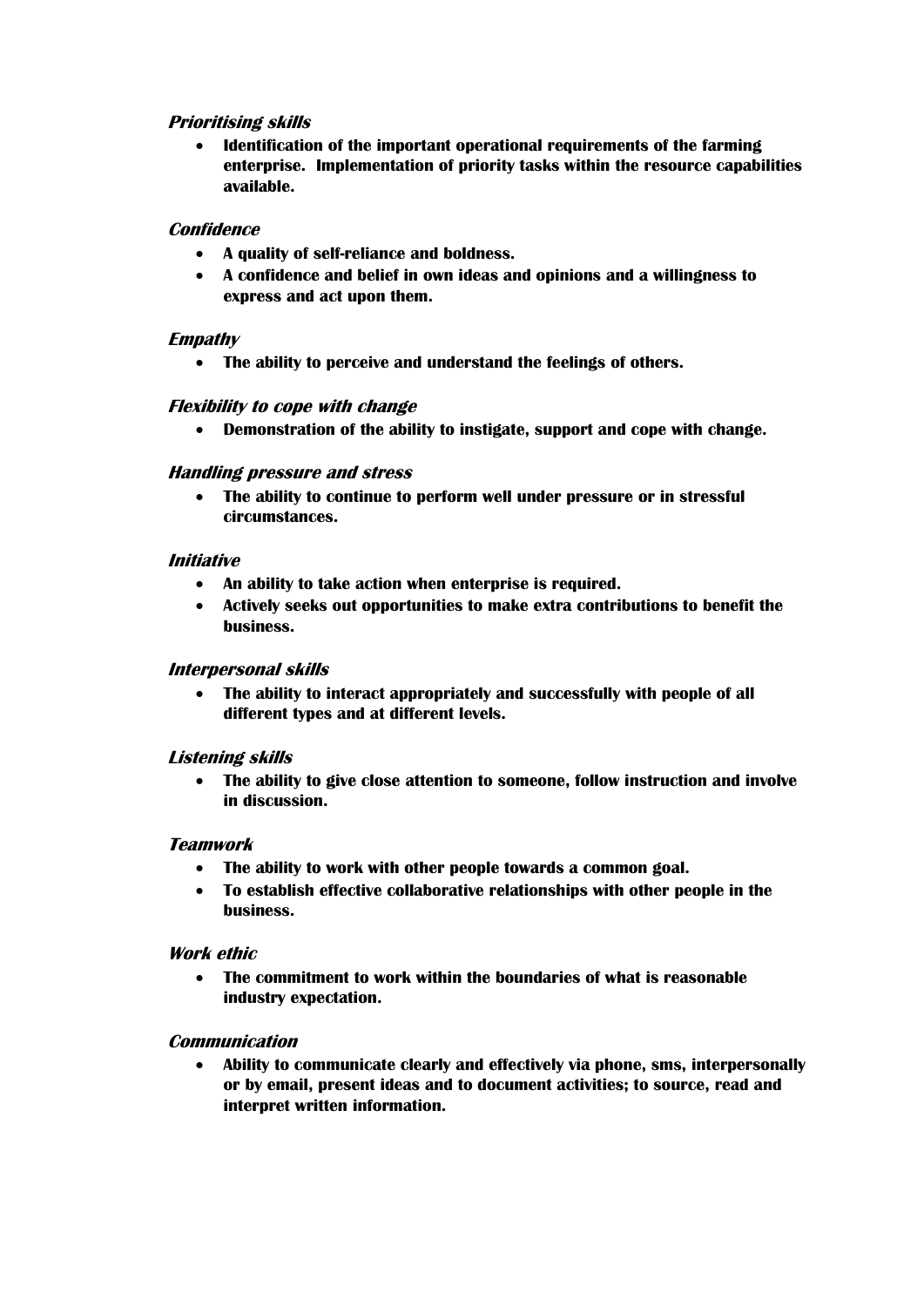***Prioritising skills***

- **Identification of the important operational requirements of the farming enterprise. Implementation of priority tasks within the resource capabilities available.**

***Confidence***

- **A quality of self-reliance and boldness.**
- **A confidence and belief in own ideas and opinions and a willingness to express and act upon them.**

***Empathy***

- **The ability to perceive and understand the feelings of others.**

***Flexibility to cope with change***

- **Demonstration of the ability to instigate, support and cope with change.**

***Handling pressure and stress***

- **The ability to continue to perform well under pressure or in stressful circumstances.**

***Initiative***

- **An ability to take action when enterprise is required.**
- **Actively seeks out opportunities to make extra contributions to benefit the business.**

***Interpersonal skills***

- **The ability to interact appropriately and successfully with people of all different types and at different levels.**

***Listening skills***

- **The ability to give close attention to someone, follow instruction and involve in discussion.**

***Teamwork***

- **The ability to work with other people towards a common goal.**
- **To establish effective collaborative relationships with other people in the business.**

***Work ethic***

- **The commitment to work within the boundaries of what is reasonable industry expectation.**

***Communication***

- **Ability to communicate clearly and effectively via phone, sms, interpersonally or by email, present ideas and to document activities; to source, read and interpret written information.**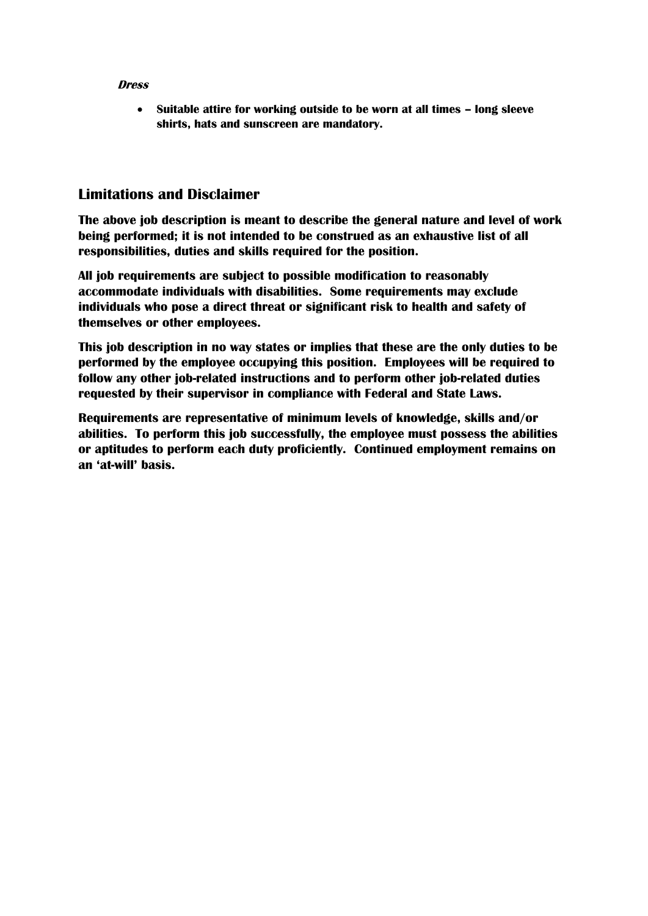***Dress***

- **Suitable attire for working outside to be worn at all times – long sleeve shirts, hats and sunscreen are mandatory.**

## Limitations and Disclaimer

**The above job description is meant to describe the general nature and level of work being performed; it is not intended to be construed as an exhaustive list of all responsibilities, duties and skills required for the position.**

**All job requirements are subject to possible modification to reasonably accommodate individuals with disabilities. Some requirements may exclude individuals who pose a direct threat or significant risk to health and safety of themselves or other employees.**

**This job description in no way states or implies that these are the only duties to be performed by the employee occupying this position. Employees will be required to follow any other job-related instructions and to perform other job-related duties requested by their supervisor in compliance with Federal and State Laws.**

**Requirements are representative of minimum levels of knowledge, skills and/or abilities. To perform this job successfully, the employee must possess the abilities or aptitudes to perform each duty proficiently. Continued employment remains on an 'at-will' basis.**